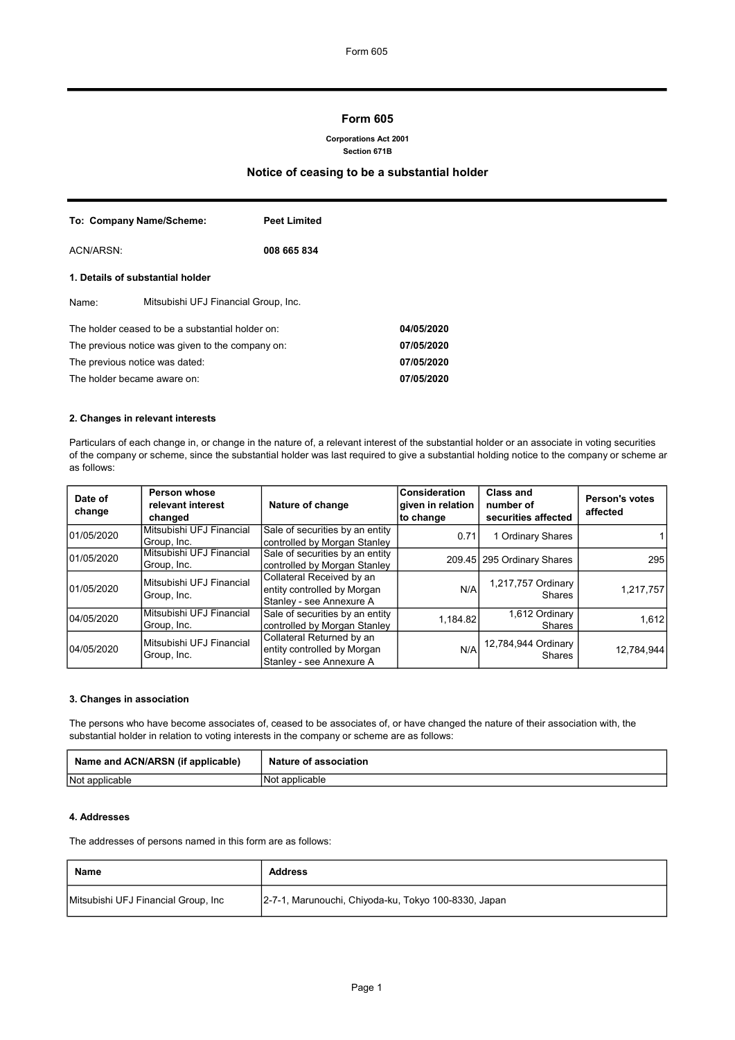# Form 605

**Corporations Act 2001**
**Section 671B**

## Notice of ceasing to be a substantial holder

| | |
|---|---|
| **To: Company Name/Scheme:** | **Peet Limited** |
| ACN/ARSN: | **008 665 834** |

### 1. Details of substantial holder

Name: Mitsubishi UFJ Financial Group, Inc.

| | |
|---|---|
| The holder ceased to be a substantial holder on: | **04/05/2020** |
| The previous notice was given to the company on: | **07/05/2020** |
| The previous notice was dated: | **07/05/2020** |
| The holder became aware on: | **07/05/2020** |

### 2. Changes in relevant interests

Particulars of each change in, or change in the nature of, a relevant interest of the substantial holder or an associate in voting securities of the company or scheme, since the substantial holder was last required to give a substantial holding notice to the company or scheme ar as follows:

| Date of change | Person whose relevant interest changed | Nature of change | Consideration given in relation to change | Class and number of securities affected | Person's votes affected |
|---|---|---|---|---|---|
| 01/05/2020 | Mitsubishi UFJ Financial Group, Inc. | Sale of securities by an entity controlled by Morgan Stanley | 0.71 | 1 Ordinary Shares | 1 |
| 01/05/2020 | Mitsubishi UFJ Financial Group, Inc. | Sale of securities by an entity controlled by Morgan Stanley | 209.45 | 295 Ordinary Shares | 295 |
| 01/05/2020 | Mitsubishi UFJ Financial Group, Inc. | Collateral Received by an entity controlled by Morgan Stanley - see Annexure A | N/A | 1,217,757 Ordinary Shares | 1,217,757 |
| 04/05/2020 | Mitsubishi UFJ Financial Group, Inc. | Sale of securities by an entity controlled by Morgan Stanley | 1,184.82 | 1,612 Ordinary Shares | 1,612 |
| 04/05/2020 | Mitsubishi UFJ Financial Group, Inc. | Collateral Returned by an entity controlled by Morgan Stanley - see Annexure A | N/A | 12,784,944 Ordinary Shares | 12,784,944 |

### 3. Changes in association

The persons who have become associates of, ceased to be associates of, or have changed the nature of their association with, the substantial holder in relation to voting interests in the company or scheme are as follows:

| Name and ACN/ARSN (if applicable) | Nature of association |
|---|---|
| Not applicable | Not applicable |

### 4. Addresses

The addresses of persons named in this form are as follows:

| Name | Address |
|---|---|
| Mitsubishi UFJ Financial Group, Inc | 2-7-1, Marunouchi, Chiyoda-ku, Tokyo 100-8330, Japan |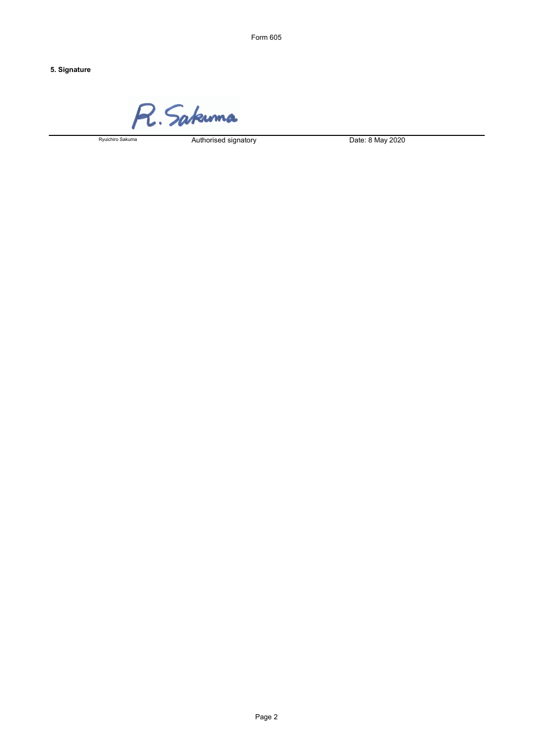**5. Signature**

R. Sakuma

| Ryuichiro Sakuma | Authorised signatory | Date: 8 May 2020 |
| --- | --- | --- |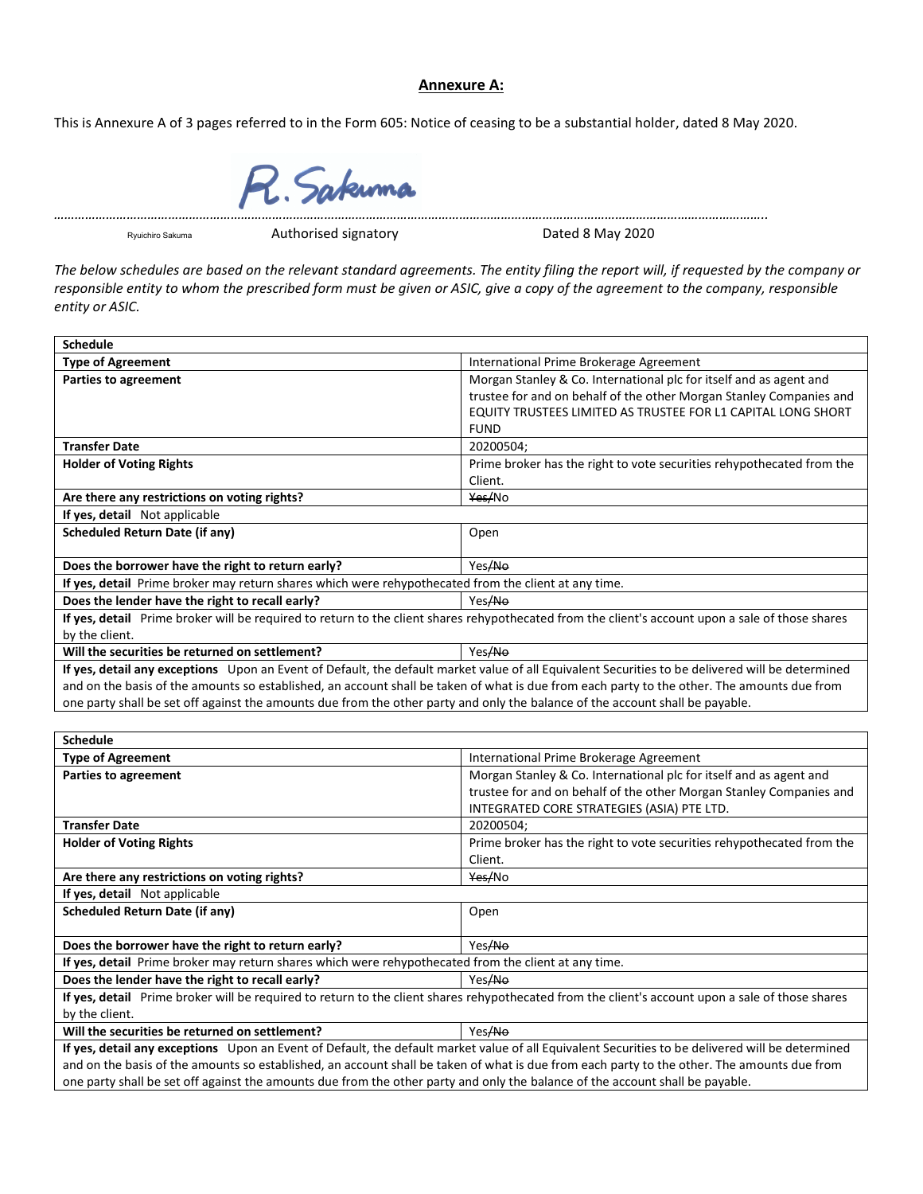## Annexure A:

This is Annexure A of 3 pages referred to in the Form 605: Notice of ceasing to be a substantial holder, dated 8 May 2020.

R. Sakuma

Ryuichiro Sakuma ……………………………………… Authorised signatory Dated 8 May 2020

*The below schedules are based on the relevant standard agreements. The entity filing the report will, if requested by the company or responsible entity to whom the prescribed form must be given or ASIC, give a copy of the agreement to the company, responsible entity or ASIC.*

| **Schedule** | |
|---|---|
| **Type of Agreement** | International Prime Brokerage Agreement |
| **Parties to agreement** | Morgan Stanley & Co. International plc for itself and as agent and trustee for and on behalf of the other Morgan Stanley Companies and EQUITY TRUSTEES LIMITED AS TRUSTEE FOR L1 CAPITAL LONG SHORT FUND |
| **Transfer Date** | 20200504; |
| **Holder of Voting Rights** | Prime broker has the right to vote securities rehypothecated from the Client. |
| **Are there any restrictions on voting rights?** | ~~Yes/~~No |
| **If yes, detail** Not applicable | |
| **Scheduled Return Date (if any)** | Open |
| **Does the borrower have the right to return early?** | Yes~~/No~~ |
| **If yes, detail** Prime broker may return shares which were rehypothecated from the client at any time. | |
| **Does the lender have the right to recall early?** | Yes~~/No~~ |
| **If yes, detail** Prime broker will be required to return to the client shares rehypothecated from the client's account upon a sale of those shares by the client. | |
| **Will the securities be returned on settlement?** | Yes~~/No~~ |
| **If yes, detail any exceptions** Upon an Event of Default, the default market value of all Equivalent Securities to be delivered will be determined and on the basis of the amounts so established, an account shall be taken of what is due from each party to the other. The amounts due from one party shall be set off against the amounts due from the other party and only the balance of the account shall be payable. | |

| **Schedule** | |
|---|---|
| **Type of Agreement** | International Prime Brokerage Agreement |
| **Parties to agreement** | Morgan Stanley & Co. International plc for itself and as agent and trustee for and on behalf of the other Morgan Stanley Companies and INTEGRATED CORE STRATEGIES (ASIA) PTE LTD. |
| **Transfer Date** | 20200504; |
| **Holder of Voting Rights** | Prime broker has the right to vote securities rehypothecated from the Client. |
| **Are there any restrictions on voting rights?** | ~~Yes/~~No |
| **If yes, detail** Not applicable | |
| **Scheduled Return Date (if any)** | Open |
| **Does the borrower have the right to return early?** | Yes~~/No~~ |
| **If yes, detail** Prime broker may return shares which were rehypothecated from the client at any time. | |
| **Does the lender have the right to recall early?** | Yes~~/No~~ |
| **If yes, detail** Prime broker will be required to return to the client shares rehypothecated from the client's account upon a sale of those shares by the client. | |
| **Will the securities be returned on settlement?** | Yes~~/No~~ |
| **If yes, detail any exceptions** Upon an Event of Default, the default market value of all Equivalent Securities to be delivered will be determined and on the basis of the amounts so established, an account shall be taken of what is due from each party to the other. The amounts due from one party shall be set off against the amounts due from the other party and only the balance of the account shall be payable. | |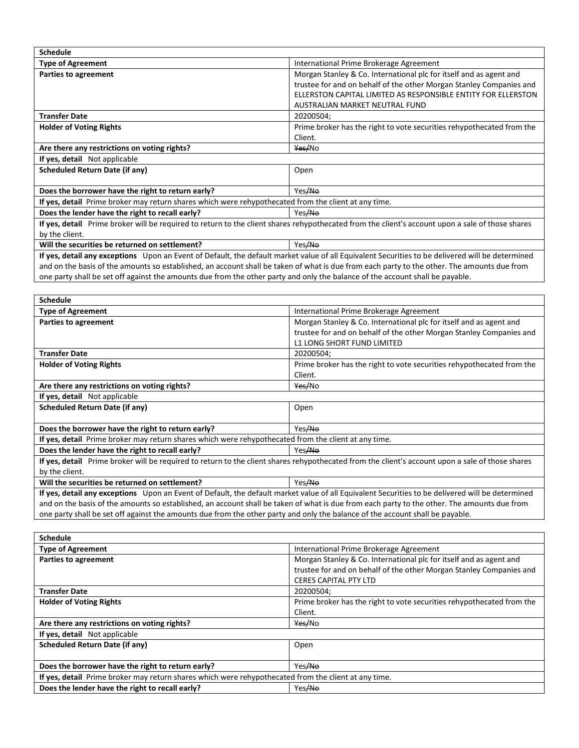| Schedule | |
|---|---|
| **Type of Agreement** | International Prime Brokerage Agreement |
| **Parties to agreement** | Morgan Stanley & Co. International plc for itself and as agent and trustee for and on behalf of the other Morgan Stanley Companies and ELLERSTON CAPITAL LIMITED AS RESPONSIBLE ENTITY FOR ELLERSTON AUSTRALIAN MARKET NEUTRAL FUND |
| **Transfer Date** | 20200504; |
| **Holder of Voting Rights** | Prime broker has the right to vote securities rehypothecated from the Client. |
| **Are there any restrictions on voting rights?** | ~~Yes/~~No |
| **If yes, detail** Not applicable | |
| **Scheduled Return Date (if any)** | Open |
| **Does the borrower have the right to return early?** | Yes~~/No~~ |
| **If yes, detail** Prime broker may return shares which were rehypothecated from the client at any time. | |
| **Does the lender have the right to recall early?** | Yes~~/No~~ |
| **If yes, detail** Prime broker will be required to return to the client shares rehypothecated from the client's account upon a sale of those shares by the client. | |
| **Will the securities be returned on settlement?** | Yes~~/No~~ |
| **If yes, detail any exceptions** Upon an Event of Default, the default market value of all Equivalent Securities to be delivered will be determined and on the basis of the amounts so established, an account shall be taken of what is due from each party to the other. The amounts due from one party shall be set off against the amounts due from the other party and only the balance of the account shall be payable. | |

| Schedule | |
|---|---|
| **Type of Agreement** | International Prime Brokerage Agreement |
| **Parties to agreement** | Morgan Stanley & Co. International plc for itself and as agent and trustee for and on behalf of the other Morgan Stanley Companies and L1 LONG SHORT FUND LIMITED |
| **Transfer Date** | 20200504; |
| **Holder of Voting Rights** | Prime broker has the right to vote securities rehypothecated from the Client. |
| **Are there any restrictions on voting rights?** | ~~Yes/~~No |
| **If yes, detail** Not applicable | |
| **Scheduled Return Date (if any)** | Open |
| **Does the borrower have the right to return early?** | Yes~~/No~~ |
| **If yes, detail** Prime broker may return shares which were rehypothecated from the client at any time. | |
| **Does the lender have the right to recall early?** | Yes~~/No~~ |
| **If yes, detail** Prime broker will be required to return to the client shares rehypothecated from the client's account upon a sale of those shares by the client. | |
| **Will the securities be returned on settlement?** | Yes~~/No~~ |
| **If yes, detail any exceptions** Upon an Event of Default, the default market value of all Equivalent Securities to be delivered will be determined and on the basis of the amounts so established, an account shall be taken of what is due from each party to the other. The amounts due from one party shall be set off against the amounts due from the other party and only the balance of the account shall be payable. | |

| Schedule | |
|---|---|
| **Type of Agreement** | International Prime Brokerage Agreement |
| **Parties to agreement** | Morgan Stanley & Co. International plc for itself and as agent and trustee for and on behalf of the other Morgan Stanley Companies and CERES CAPITAL PTY LTD |
| **Transfer Date** | 20200504; |
| **Holder of Voting Rights** | Prime broker has the right to vote securities rehypothecated from the Client. |
| **Are there any restrictions on voting rights?** | ~~Yes/~~No |
| **If yes, detail** Not applicable | |
| **Scheduled Return Date (if any)** | Open |
| **Does the borrower have the right to return early?** | Yes~~/No~~ |
| **If yes, detail** Prime broker may return shares which were rehypothecated from the client at any time. | |
| **Does the lender have the right to recall early?** | Yes~~/No~~ |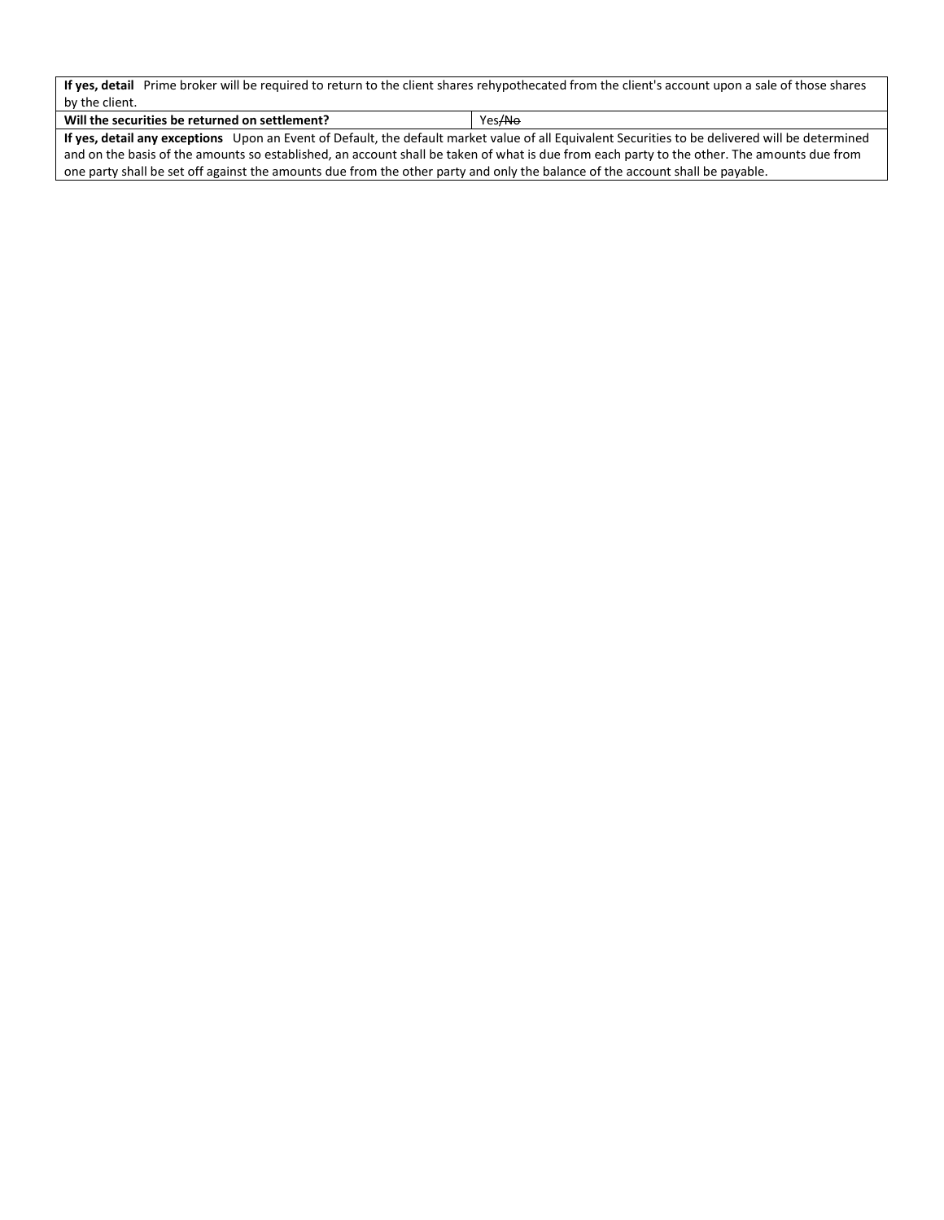| | |
|---|---|
| **If yes, detail** Prime broker will be required to return to the client shares rehypothecated from the client's account upon a sale of those shares by the client. | |
| **Will the securities be returned on settlement?** | Yes~~/No~~ |
| **If yes, detail any exceptions** Upon an Event of Default, the default market value of all Equivalent Securities to be delivered will be determined and on the basis of the amounts so established, an account shall be taken of what is due from each party to the other. The amounts due from one party shall be set off against the amounts due from the other party and only the balance of the account shall be payable. | |